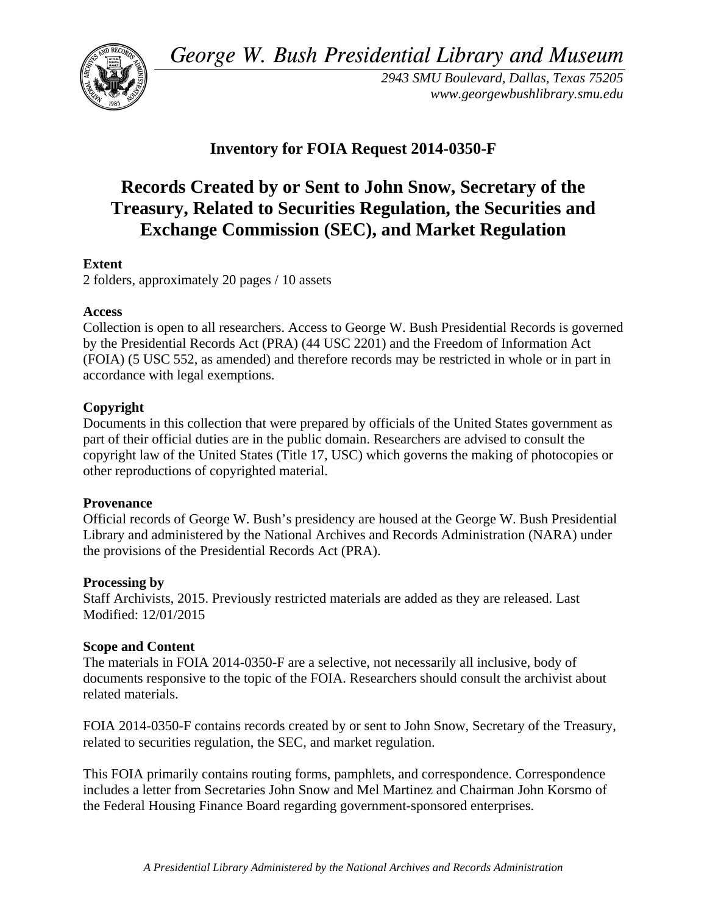*George W. Bush Presidential Library and Museum*

*2943 SMU Boulevard, Dallas, Texas 75205*
*www.georgewbushlibrary.smu.edu*

## Inventory for FOIA Request 2014-0350-F

# Records Created by or Sent to John Snow, Secretary of the Treasury, Related to Securities Regulation, the Securities and Exchange Commission (SEC), and Market Regulation

**Extent**
2 folders, approximately 20 pages / 10 assets

**Access**
Collection is open to all researchers. Access to George W. Bush Presidential Records is governed by the Presidential Records Act (PRA) (44 USC 2201) and the Freedom of Information Act (FOIA) (5 USC 552, as amended) and therefore records may be restricted in whole or in part in accordance with legal exemptions.

**Copyright**
Documents in this collection that were prepared by officials of the United States government as part of their official duties are in the public domain. Researchers are advised to consult the copyright law of the United States (Title 17, USC) which governs the making of photocopies or other reproductions of copyrighted material.

**Provenance**
Official records of George W. Bush's presidency are housed at the George W. Bush Presidential Library and administered by the National Archives and Records Administration (NARA) under the provisions of the Presidential Records Act (PRA).

**Processing by**
Staff Archivists, 2015. Previously restricted materials are added as they are released. Last Modified: 12/01/2015

**Scope and Content**
The materials in FOIA 2014-0350-F are a selective, not necessarily all inclusive, body of documents responsive to the topic of the FOIA. Researchers should consult the archivist about related materials.

FOIA 2014-0350-F contains records created by or sent to John Snow, Secretary of the Treasury, related to securities regulation, the SEC, and market regulation.

This FOIA primarily contains routing forms, pamphlets, and correspondence. Correspondence includes a letter from Secretaries John Snow and Mel Martinez and Chairman John Korsmo of the Federal Housing Finance Board regarding government-sponsored enterprises.

*A Presidential Library Administered by the National Archives and Records Administration*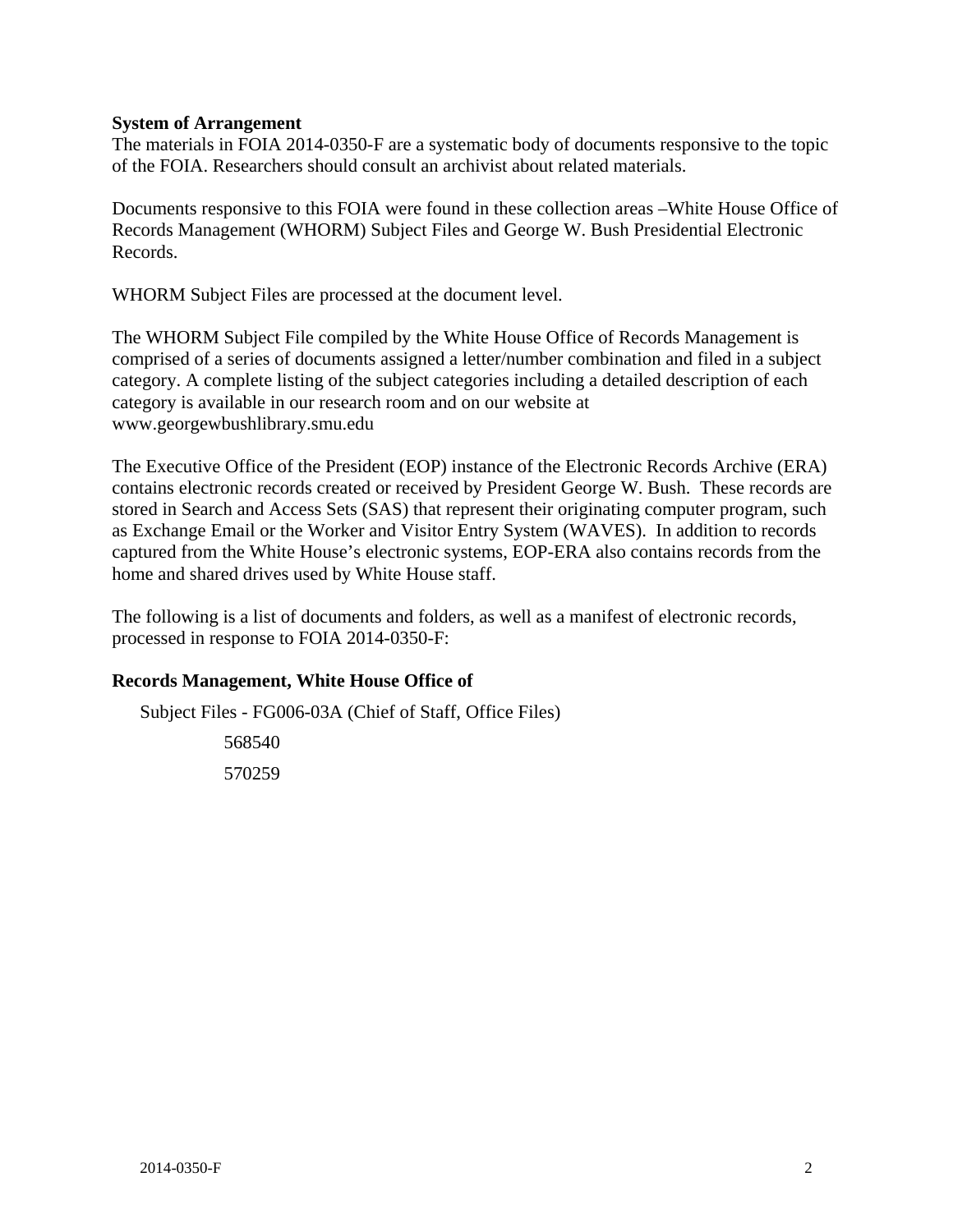**System of Arrangement**

The materials in FOIA 2014-0350-F are a systematic body of documents responsive to the topic of the FOIA. Researchers should consult an archivist about related materials.

Documents responsive to this FOIA were found in these collection areas –White House Office of Records Management (WHORM) Subject Files and George W. Bush Presidential Electronic Records.

WHORM Subject Files are processed at the document level.

The WHORM Subject File compiled by the White House Office of Records Management is comprised of a series of documents assigned a letter/number combination and filed in a subject category. A complete listing of the subject categories including a detailed description of each category is available in our research room and on our website at www.georgewbushlibrary.smu.edu

The Executive Office of the President (EOP) instance of the Electronic Records Archive (ERA) contains electronic records created or received by President George W. Bush. These records are stored in Search and Access Sets (SAS) that represent their originating computer program, such as Exchange Email or the Worker and Visitor Entry System (WAVES). In addition to records captured from the White House's electronic systems, EOP-ERA also contains records from the home and shared drives used by White House staff.

The following is a list of documents and folders, as well as a manifest of electronic records, processed in response to FOIA 2014-0350-F:

**Records Management, White House Office of**

Subject Files - FG006-03A (Chief of Staff, Office Files)

568540

570259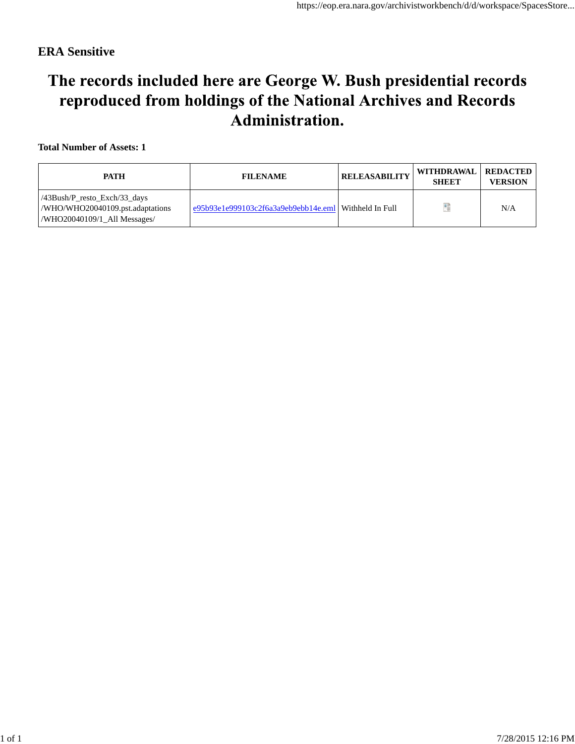**ERA Sensitive**

# The records included here are George W. Bush presidential records reproduced from holdings of the National Archives and Records Administration.

**Total Number of Assets: 1**

| PATH | FILENAME | RELEASABILITY | WITHDRAWAL SHEET | REDACTED VERSION |
|---|---|---|---|---|
| /43Bush/P_resto_Exch/33_days /WHO/WHO20040109.pst.adaptations /WHO20040109/1_All Messages/ | e95b93e1e999103c2f6a3a9eb9ebb14e.eml | Withheld In Full | | N/A |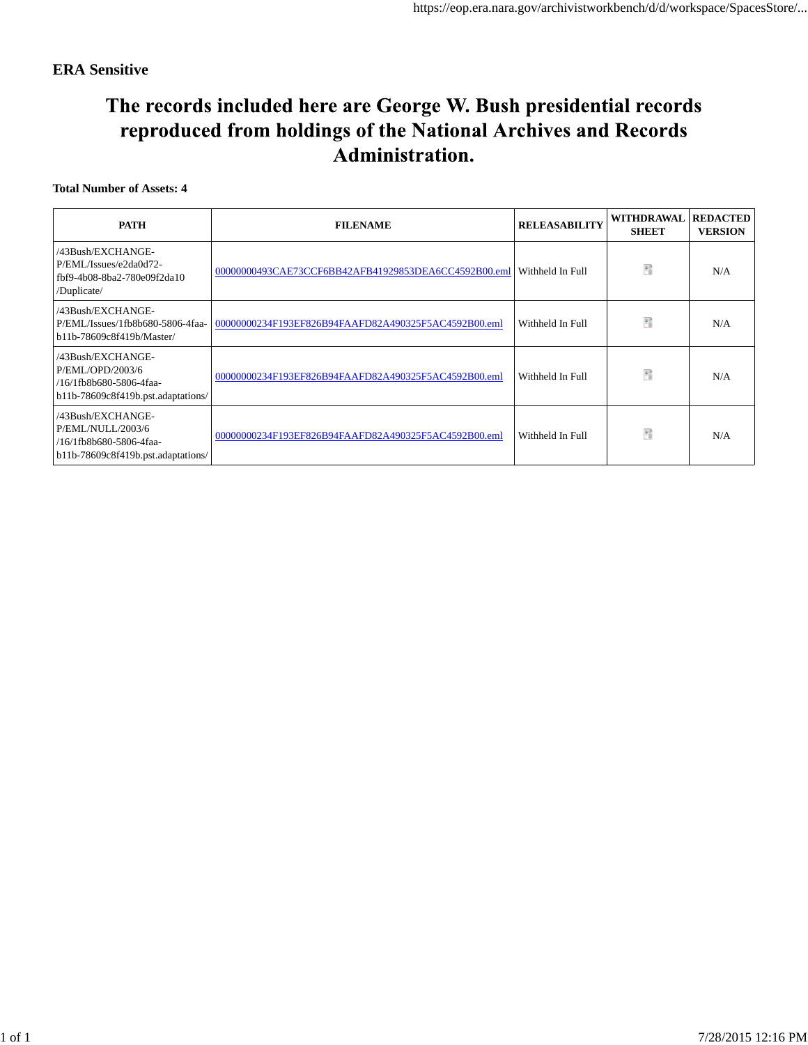ERA Sensitive

# The records included here are George W. Bush presidential records reproduced from holdings of the National Archives and Records Administration.

**Total Number of Assets: 4**

| PATH | FILENAME | RELEASABILITY | WITHDRAWAL SHEET | REDACTED VERSION |
|---|---|---|---|---|
| /43Bush/EXCHANGE-P/EML/Issues/e2da0d72-fbf9-4b08-8ba2-780e09f2da10/Duplicate/ | 00000000493CAE73CCF6BB42AFB41929853DEA6CC4592B00.eml | Withheld In Full | | N/A |
| /43Bush/EXCHANGE-P/EML/Issues/1fb8b680-5806-4faa-b11b-78609c8f419b/Master/ | 00000000234F193EF826B94FAAFD82A490325F5AC4592B00.eml | Withheld In Full | | N/A |
| /43Bush/EXCHANGE-P/EML/OPD/2003/6/16/1fb8b680-5806-4faa-b11b-78609c8f419b.pst.adaptations/ | 00000000234F193EF826B94FAAFD82A490325F5AC4592B00.eml | Withheld In Full | | N/A |
| /43Bush/EXCHANGE-P/EML/NULL/2003/6/16/1fb8b680-5806-4faa-b11b-78609c8f419b.pst.adaptations/ | 00000000234F193EF826B94FAAFD82A490325F5AC4592B00.eml | Withheld In Full | | N/A |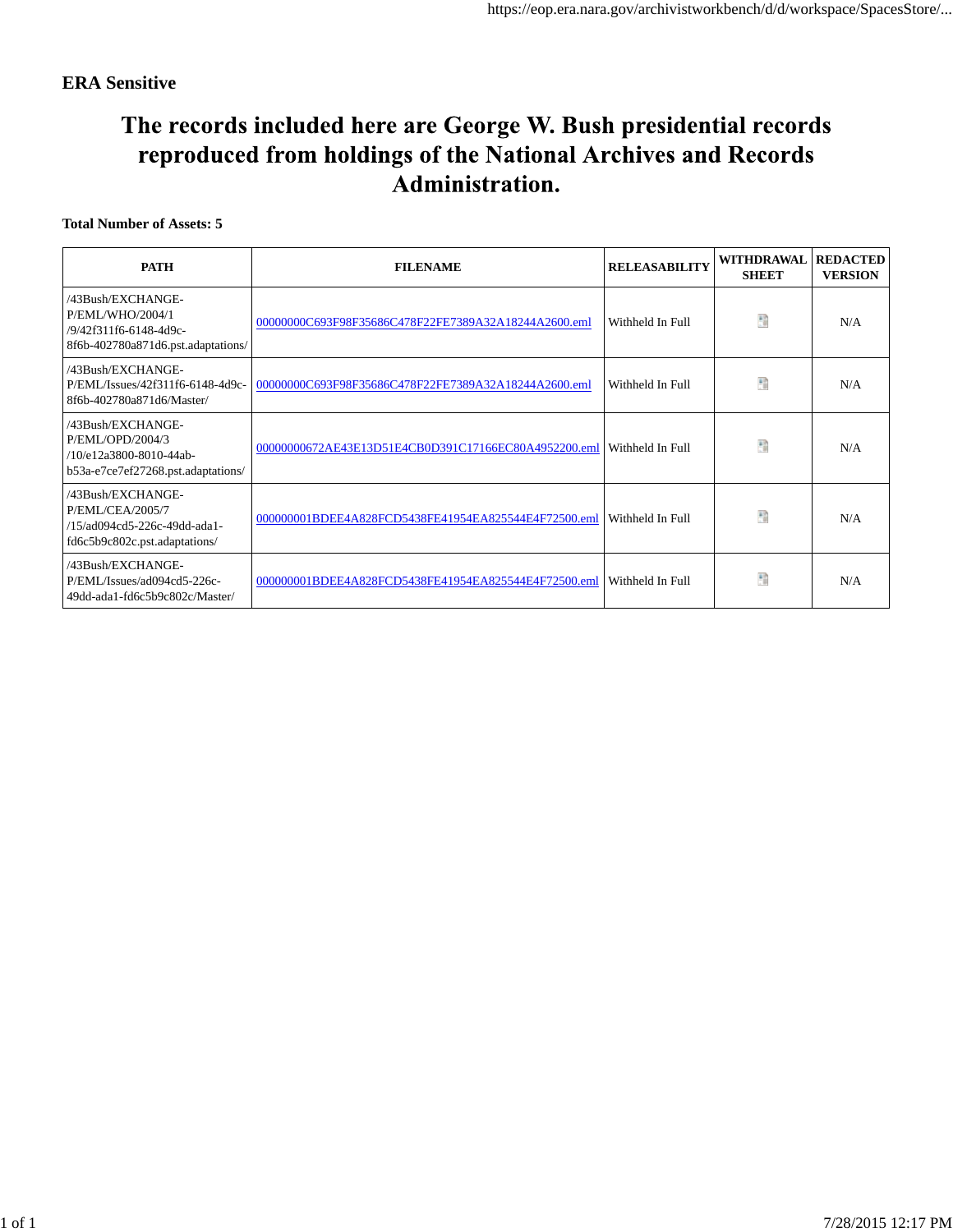**ERA Sensitive**

# The records included here are George W. Bush presidential records reproduced from holdings of the National Archives and Records Administration.

**Total Number of Assets: 5**

| PATH | FILENAME | RELEASABILITY | WITHDRAWAL SHEET | REDACTED VERSION |
|---|---|---|---|---|
| /43Bush/EXCHANGE-P/EML/WHO/2004/1/9/42f311f6-6148-4d9c-8f6b-402780a871d6.pst.adaptations/ | 00000000C693F98F35686C478F22FE7389A32A18244A2600.eml | Withheld In Full | | N/A |
| /43Bush/EXCHANGE-P/EML/Issues/42f311f6-6148-4d9c-8f6b-402780a871d6/Master/ | 00000000C693F98F35686C478F22FE7389A32A18244A2600.eml | Withheld In Full | | N/A |
| /43Bush/EXCHANGE-P/EML/OPD/2004/3/10/e12a3800-8010-44ab-b53a-e7ce7ef27268.pst.adaptations/ | 00000000672AE43E13D51E4CB0D391C17166EC80A4952200.eml | Withheld In Full | | N/A |
| /43Bush/EXCHANGE-P/EML/CEA/2005/7/15/ad094cd5-226c-49dd-ada1-fd6c5b9c802c.pst.adaptations/ | 000000001BDEE4A828FCD5438FE41954EA825544E4F72500.eml | Withheld In Full | | N/A |
| /43Bush/EXCHANGE-P/EML/Issues/ad094cd5-226c-49dd-ada1-fd6c5b9c802c/Master/ | 000000001BDEE4A828FCD5438FE41954EA825544E4F72500.eml | Withheld In Full | | N/A |